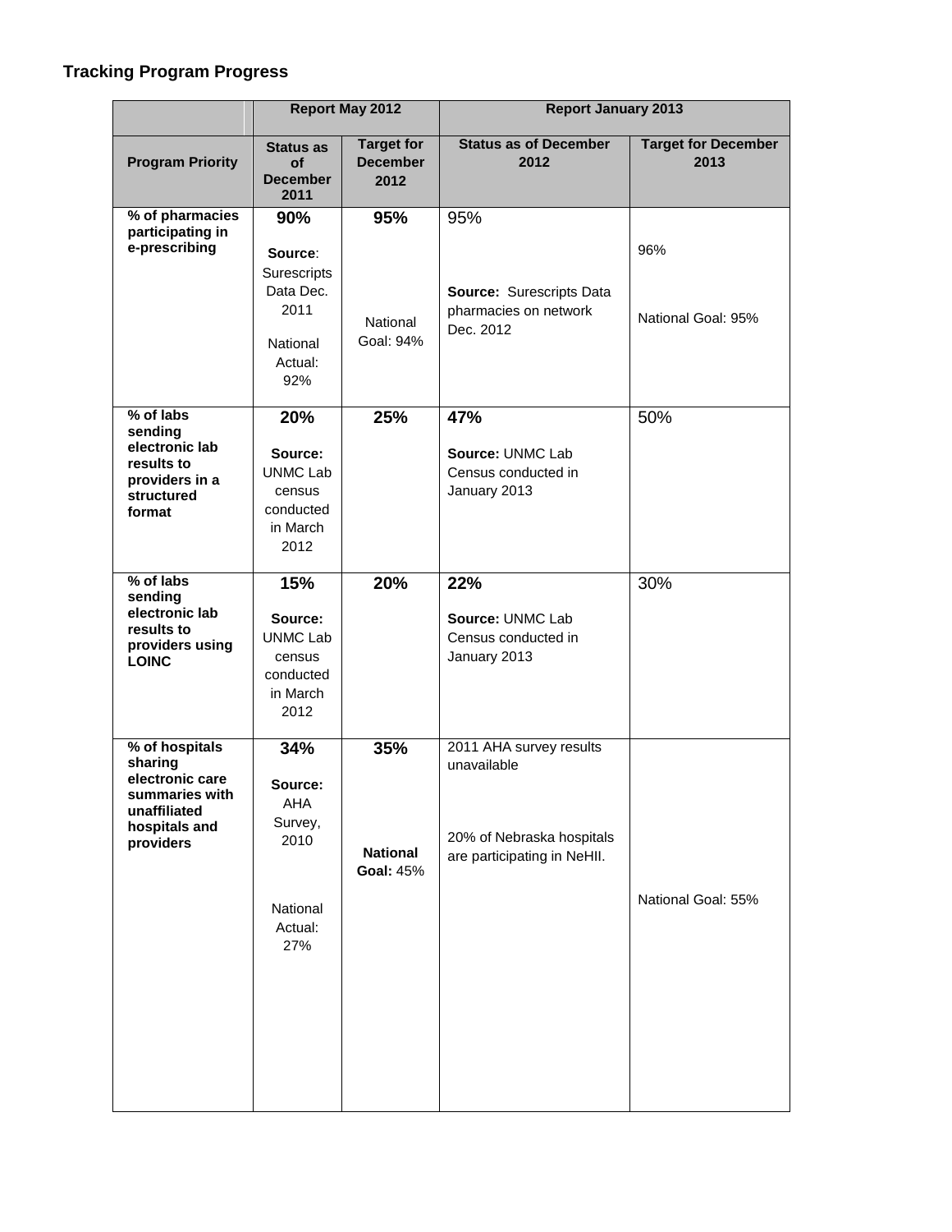**Tracking Program Progress**

| | Report May 2012 | | Report January 2013 | |
|---|---|---|---|---|
| **Program Priority** | **Status as of December 2011** | **Target for December 2012** | **Status as of December 2012** | **Target for December 2013** |
| **% of pharmacies participating in e-prescribing** | **90%** **Source**: Surescripts Data Dec. 2011 National Actual: 92% | **95%** National Goal: 94% | 95% **Source:** Surescripts Data pharmacies on network Dec. 2012 | 96% National Goal: 95% |
| **% of labs sending electronic lab results to providers in a structured format** | **20%** **Source:** UNMC Lab census conducted in March 2012 | **25%** | **47%** **Source:** UNMC Lab Census conducted in January 2013 | 50% |
| **% of labs sending electronic lab results to providers using LOINC** | **15%** **Source:** UNMC Lab census conducted in March 2012 | **20%** | **22%** **Source:** UNMC Lab Census conducted in January 2013 | 30% |
| **% of hospitals sharing electronic care summaries with unaffiliated hospitals and providers** | **34%** **Source:** AHA Survey, 2010 National Actual: 27% | **35%** **National Goal:** 45% | 2011 AHA survey results unavailable 20% of Nebraska hospitals are participating in NeHII. | National Goal: 55% |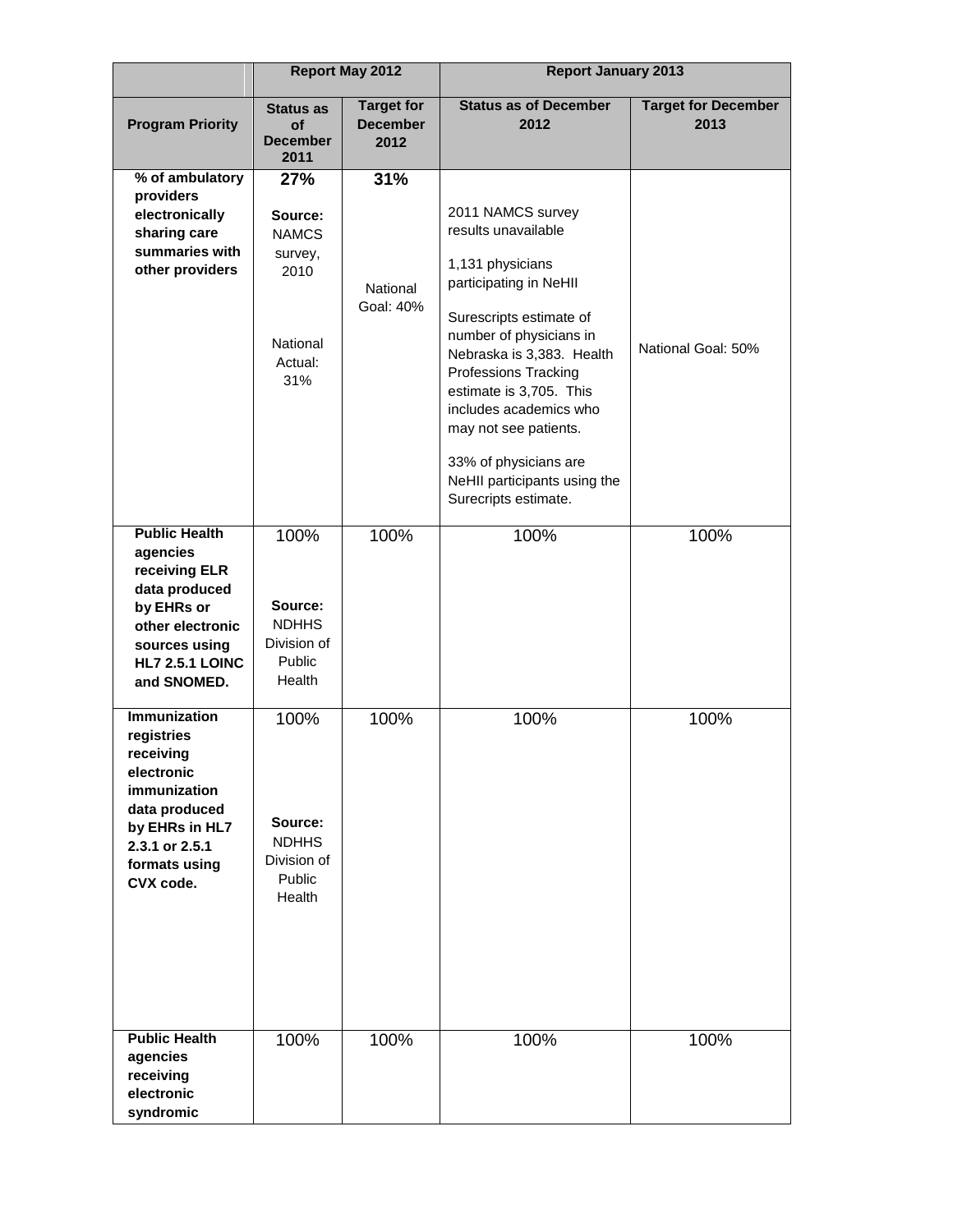| | Report May 2012 | | Report January 2013 | |
|---|---|---|---|---|
| **Program Priority** | **Status as of December 2011** | **Target for December 2012** | **Status as of December 2012** | **Target for December 2013** |
| **% of ambulatory providers electronically sharing care summaries with other providers** | **27%** **Source:** NAMCS survey, 2010 National Actual: 31% | **31%** National Goal: 40% | 2011 NAMCS survey results unavailable 1,131 physicians participating in NeHII Surescripts estimate of number of physicians in Nebraska is 3,383. Health Professions Tracking estimate is 3,705. This includes academics who may not see patients. 33% of physicians are NeHII participants using the Surecripts estimate. | National Goal: 50% |
| **Public Health agencies receiving ELR data produced by EHRs or other electronic sources using HL7 2.5.1 LOINC and SNOMED.** | 100% **Source:** NDHHS Division of Public Health | 100% | 100% | 100% |
| **Immunization registries receiving electronic immunization data produced by EHRs in HL7 2.3.1 or 2.5.1 formats using CVX code.** | 100% **Source:** NDHHS Division of Public Health | 100% | 100% | 100% |
| **Public Health agencies receiving electronic syndromic** | 100% | 100% | 100% | 100% |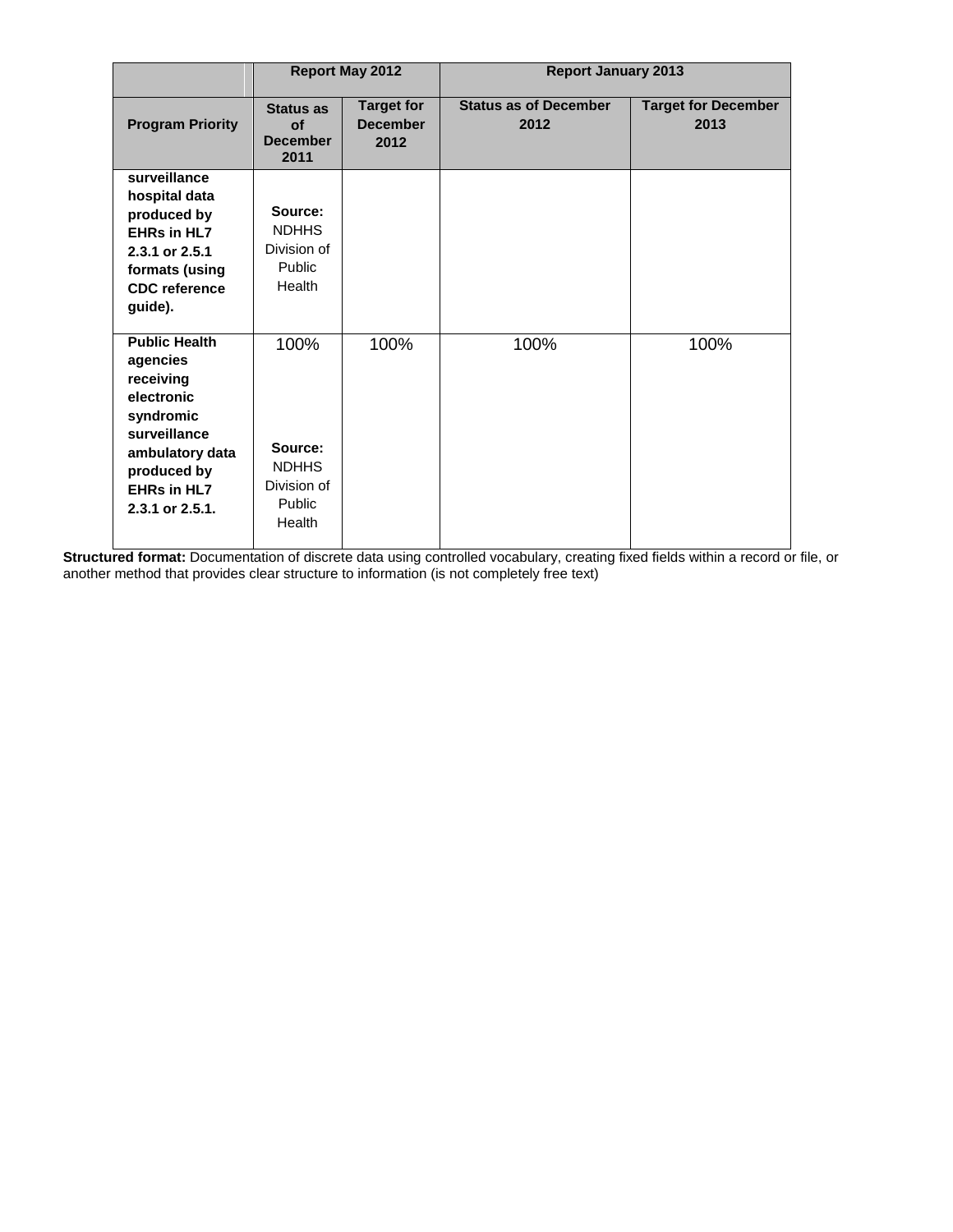| | Report May 2012 | | Report January 2013 | |
|---|---|---|---|---|
| **Program Priority** | **Status as of December 2011** | **Target for December 2012** | **Status as of December 2012** | **Target for December 2013** |
| **surveillance hospital data produced by EHRs in HL7 2.3.1 or 2.5.1 formats (using CDC reference guide).** | **Source:** NDHHS Division of Public Health | | | |
| **Public Health agencies receiving electronic syndromic surveillance ambulatory data produced by EHRs in HL7 2.3.1 or 2.5.1.** | 100% **Source:** NDHHS Division of Public Health | 100% | 100% | 100% |

**Structured format:** Documentation of discrete data using controlled vocabulary, creating fixed fields within a record or file, or another method that provides clear structure to information (is not completely free text)